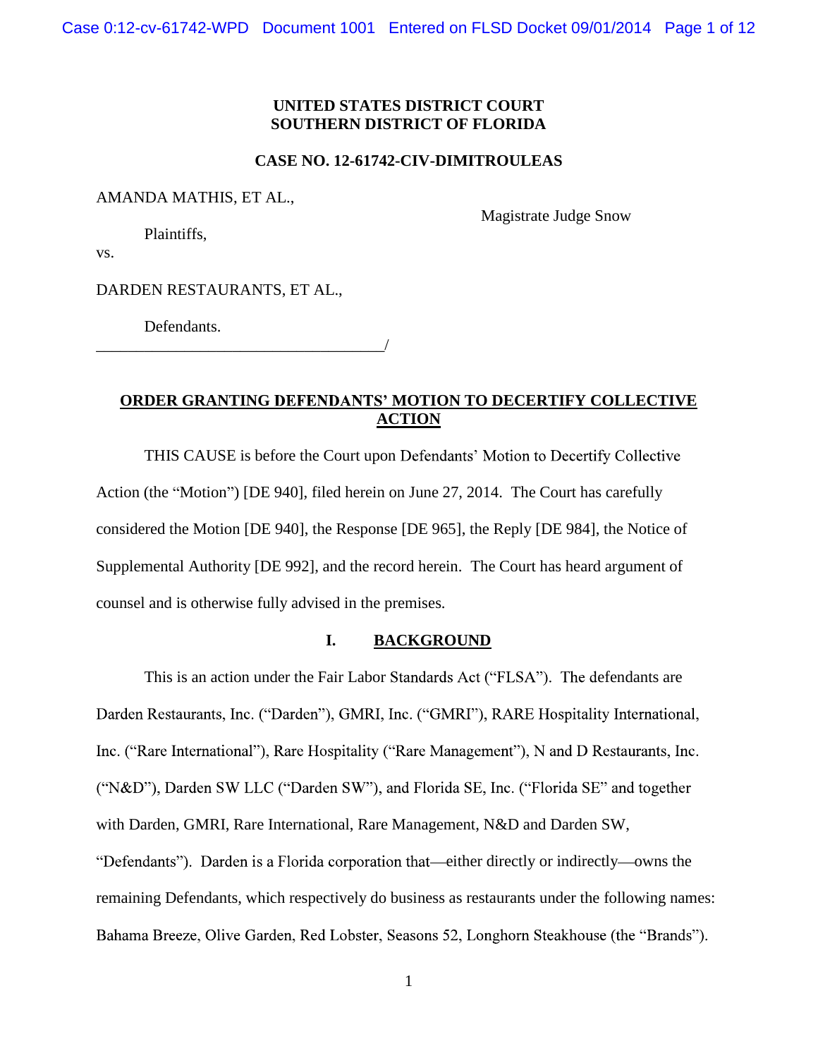**UNITED STATES DISTRICT COURT**
**SOUTHERN DISTRICT OF FLORIDA**

**CASE NO. 12-61742-CIV-DIMITROULEAS**

AMANDA MATHIS, ET AL.,

Magistrate Judge Snow

Plaintiffs,

vs.

DARDEN RESTAURANTS, ET AL.,

Defendants.
\_\_\_\_\_\_\_\_\_\_\_\_\_\_\_\_\_\_\_\_\_\_\_\_\_\_\_\_\_\_\_\_\_\_\_\_\_/

**ORDER GRANTING DEFENDANTS' MOTION TO DECERTIFY COLLECTIVE ACTION**

THIS CAUSE is before the Court upon Defendants' Motion to Decertify Collective Action (the "Motion") [DE 940], filed herein on June 27, 2014. The Court has carefully considered the Motion [DE 940], the Response [DE 965], the Reply [DE 984], the Notice of Supplemental Authority [DE 992], and the record herein. The Court has heard argument of counsel and is otherwise fully advised in the premises.

## I. BACKGROUND

This is an action under the Fair Labor Standards Act ("FLSA"). The defendants are Darden Restaurants, Inc. ("Darden"), GMRI, Inc. ("GMRI"), RARE Hospitality International, Inc. ("Rare International"), Rare Hospitality ("Rare Management"), N and D Restaurants, Inc. ("N&D"), Darden SW LLC ("Darden SW"), and Florida SE, Inc. ("Florida SE" and together with Darden, GMRI, Rare International, Rare Management, N&D and Darden SW, "Defendants"). Darden is a Florida corporation that—either directly or indirectly—owns the remaining Defendants, which respectively do business as restaurants under the following names: Bahama Breeze, Olive Garden, Red Lobster, Seasons 52, Longhorn Steakhouse (the "Brands").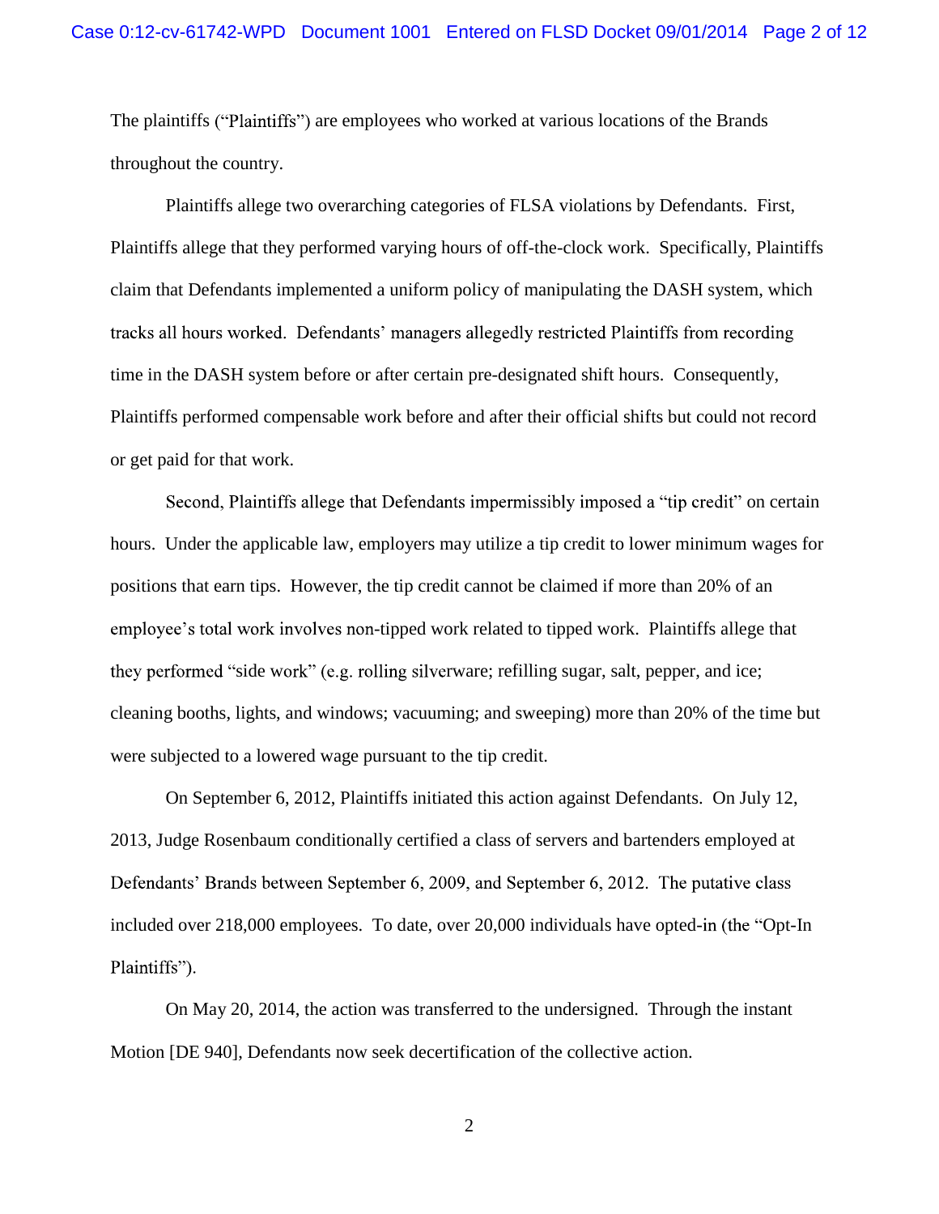The plaintiffs ("Plaintiffs") are employees who worked at various locations of the Brands throughout the country.

Plaintiffs allege two overarching categories of FLSA violations by Defendants. First, Plaintiffs allege that they performed varying hours of off-the-clock work. Specifically, Plaintiffs claim that Defendants implemented a uniform policy of manipulating the DASH system, which tracks all hours worked. Defendants' managers allegedly restricted Plaintiffs from recording time in the DASH system before or after certain pre-designated shift hours. Consequently, Plaintiffs performed compensable work before and after their official shifts but could not record or get paid for that work.

Second, Plaintiffs allege that Defendants impermissibly imposed a "tip credit" on certain hours. Under the applicable law, employers may utilize a tip credit to lower minimum wages for positions that earn tips. However, the tip credit cannot be claimed if more than 20% of an employee's total work involves non-tipped work related to tipped work. Plaintiffs allege that they performed "side work" (e.g. rolling silverware; refilling sugar, salt, pepper, and ice; cleaning booths, lights, and windows; vacuuming; and sweeping) more than 20% of the time but were subjected to a lowered wage pursuant to the tip credit.

On September 6, 2012, Plaintiffs initiated this action against Defendants. On July 12, 2013, Judge Rosenbaum conditionally certified a class of servers and bartenders employed at Defendants' Brands between September 6, 2009, and September 6, 2012. The putative class included over 218,000 employees. To date, over 20,000 individuals have opted-in (the "Opt-In Plaintiffs").

On May 20, 2014, the action was transferred to the undersigned. Through the instant Motion [DE 940], Defendants now seek decertification of the collective action.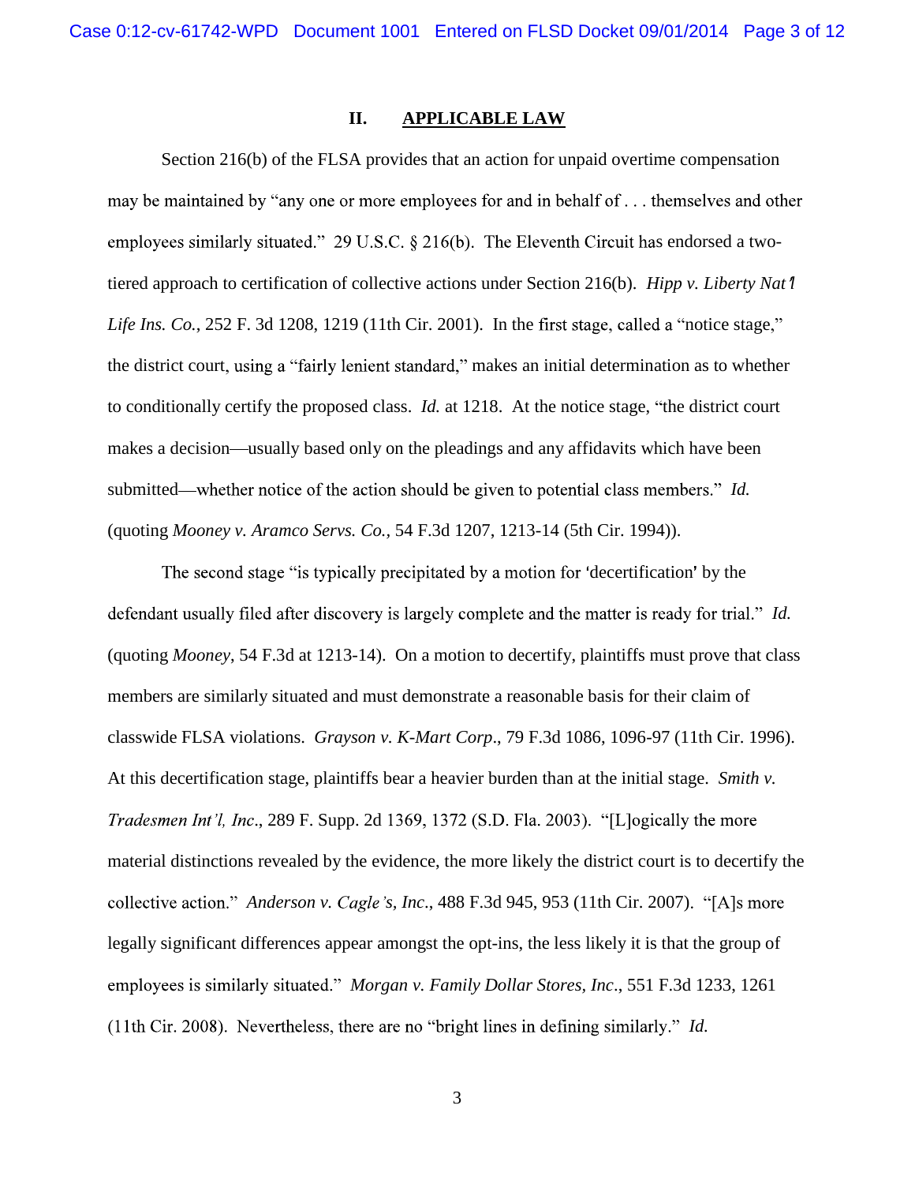## II. APPLICABLE LAW

Section 216(b) of the FLSA provides that an action for unpaid overtime compensation may be maintained by "any one or more employees for and in behalf of . . . themselves and other employees similarly situated." 29 U.S.C. § 216(b). The Eleventh Circuit has endorsed a two-tiered approach to certification of collective actions under Section 216(b). *Hipp v. Liberty Nat'l Life Ins. Co.*, 252 F. 3d 1208, 1219 (11th Cir. 2001). In the first stage, called a "notice stage," the district court, using a "fairly lenient standard," makes an initial determination as to whether to conditionally certify the proposed class. *Id.* at 1218. At the notice stage, "the district court makes a decision—usually based only on the pleadings and any affidavits which have been submitted—whether notice of the action should be given to potential class members." *Id.* (quoting *Mooney v. Aramco Servs. Co.*, 54 F.3d 1207, 1213-14 (5th Cir. 1994)).

The second stage "is typically precipitated by a motion for 'decertification' by the defendant usually filed after discovery is largely complete and the matter is ready for trial." *Id.* (quoting *Mooney*, 54 F.3d at 1213-14). On a motion to decertify, plaintiffs must prove that class members are similarly situated and must demonstrate a reasonable basis for their claim of classwide FLSA violations. *Grayson v. K-Mart Corp*., 79 F.3d 1086, 1096-97 (11th Cir. 1996). At this decertification stage, plaintiffs bear a heavier burden than at the initial stage. *Smith v. Tradesmen Int'l, Inc*., 289 F. Supp. 2d 1369, 1372 (S.D. Fla. 2003). "[L]ogically the more material distinctions revealed by the evidence, the more likely the district court is to decertify the collective action." *Anderson v. Cagle's, Inc*., 488 F.3d 945, 953 (11th Cir. 2007). "[A]s more legally significant differences appear amongst the opt-ins, the less likely it is that the group of employees is similarly situated." *Morgan v. Family Dollar Stores, Inc*., 551 F.3d 1233, 1261 (11th Cir. 2008). Nevertheless, there are no "bright lines in defining similarly." *Id.*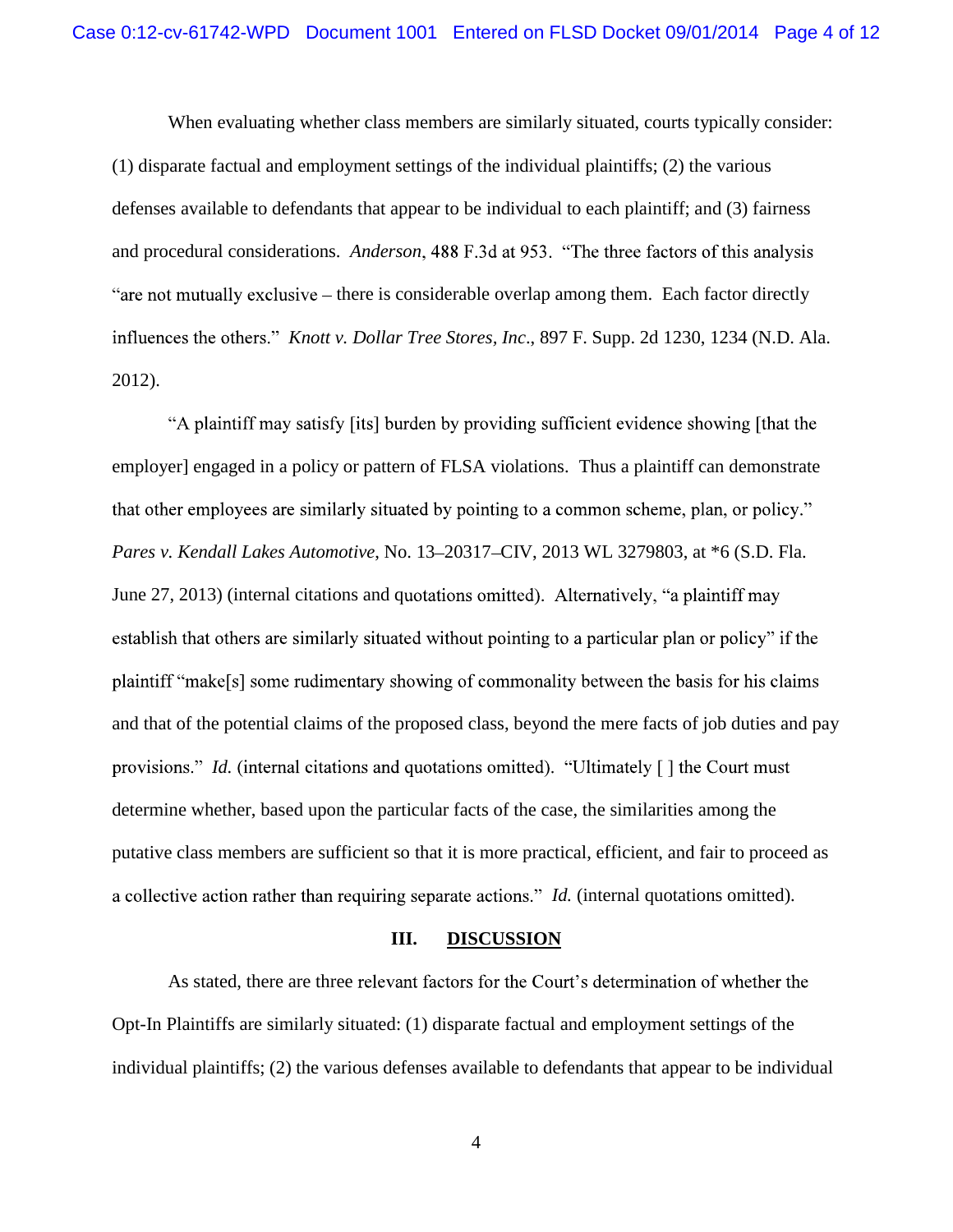When evaluating whether class members are similarly situated, courts typically consider: (1) disparate factual and employment settings of the individual plaintiffs; (2) the various defenses available to defendants that appear to be individual to each plaintiff; and (3) fairness and procedural considerations. *Anderson*, 488 F.3d at 953. "The three factors of this analysis "are not mutually exclusive – there is considerable overlap among them. Each factor directly influences the others." *Knott v. Dollar Tree Stores, Inc*., 897 F. Supp. 2d 1230, 1234 (N.D. Ala. 2012).

"A plaintiff may satisfy [its] burden by providing sufficient evidence showing [that the employer] engaged in a policy or pattern of FLSA violations. Thus a plaintiff can demonstrate that other employees are similarly situated by pointing to a common scheme, plan, or policy." *Pares v. Kendall Lakes Automotive*, No. 13–20317–CIV, 2013 WL 3279803, at *6 (S.D. Fla. June 27, 2013) (internal citations and quotations omitted). Alternatively, "a plaintiff may establish that others are similarly situated without pointing to a particular plan or policy" if the plaintiff "make[s] some rudimentary showing of commonality between the basis for his claims and that of the potential claims of the proposed class, beyond the mere facts of job duties and pay provisions." *Id.* (internal citations and quotations omitted). "Ultimately [ ] the Court must determine whether, based upon the particular facts of the case, the similarities among the putative class members are sufficient so that it is more practical, efficient, and fair to proceed as a collective action rather than requiring separate actions." *Id.* (internal quotations omitted).

## III. DISCUSSION

As stated, there are three relevant factors for the Court's determination of whether the Opt-In Plaintiffs are similarly situated: (1) disparate factual and employment settings of the individual plaintiffs; (2) the various defenses available to defendants that appear to be individual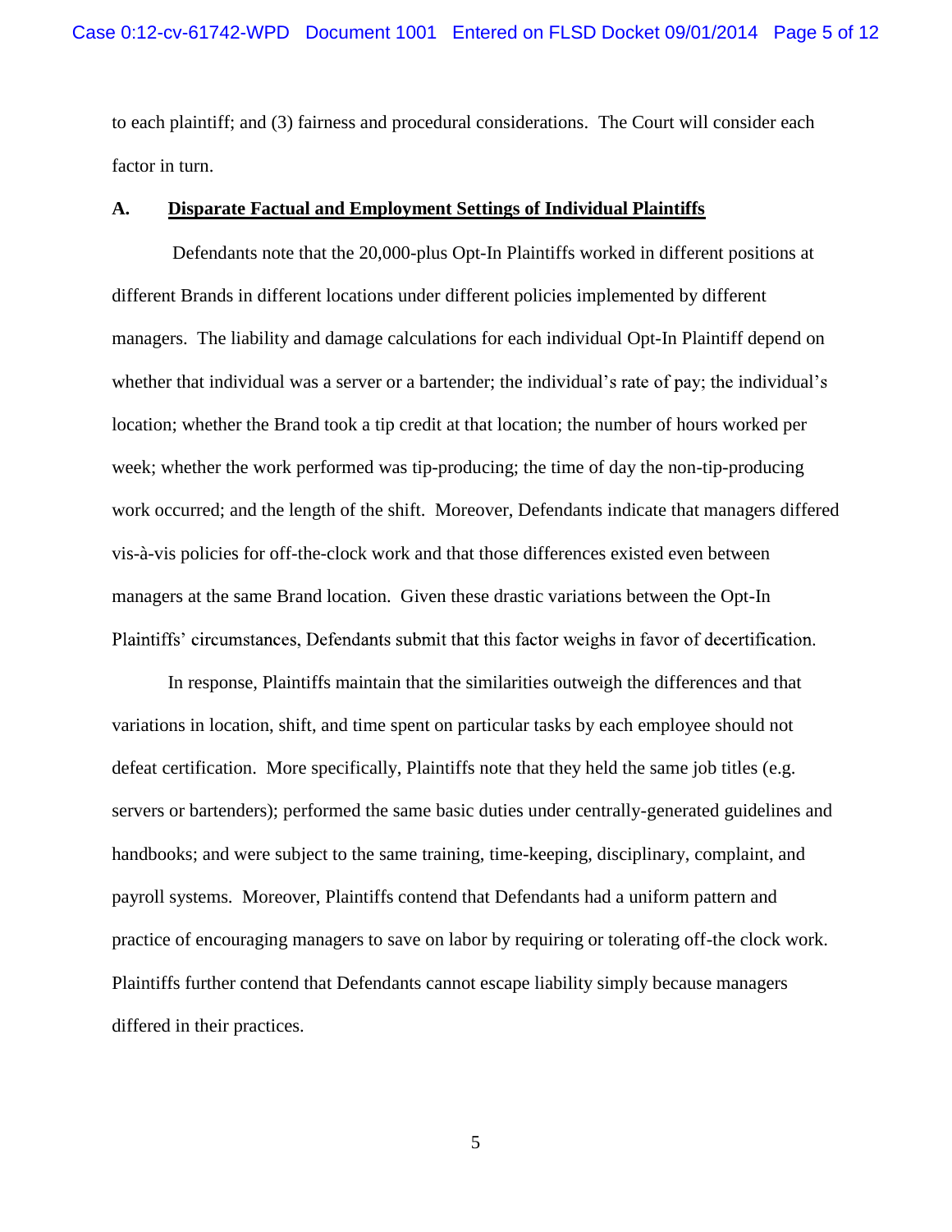to each plaintiff; and (3) fairness and procedural considerations. The Court will consider each factor in turn.

### A. <u>Disparate Factual and Employment Settings of Individual Plaintiffs</u>

Defendants note that the 20,000-plus Opt-In Plaintiffs worked in different positions at different Brands in different locations under different policies implemented by different managers. The liability and damage calculations for each individual Opt-In Plaintiff depend on whether that individual was a server or a bartender; the individual's rate of pay; the individual's location; whether the Brand took a tip credit at that location; the number of hours worked per week; whether the work performed was tip-producing; the time of day the non-tip-producing work occurred; and the length of the shift. Moreover, Defendants indicate that managers differed vis-à-vis policies for off-the-clock work and that those differences existed even between managers at the same Brand location. Given these drastic variations between the Opt-In Plaintiffs' circumstances, Defendants submit that this factor weighs in favor of decertification.

In response, Plaintiffs maintain that the similarities outweigh the differences and that variations in location, shift, and time spent on particular tasks by each employee should not defeat certification. More specifically, Plaintiffs note that they held the same job titles (e.g. servers or bartenders); performed the same basic duties under centrally-generated guidelines and handbooks; and were subject to the same training, time-keeping, disciplinary, complaint, and payroll systems. Moreover, Plaintiffs contend that Defendants had a uniform pattern and practice of encouraging managers to save on labor by requiring or tolerating off-the clock work. Plaintiffs further contend that Defendants cannot escape liability simply because managers differed in their practices.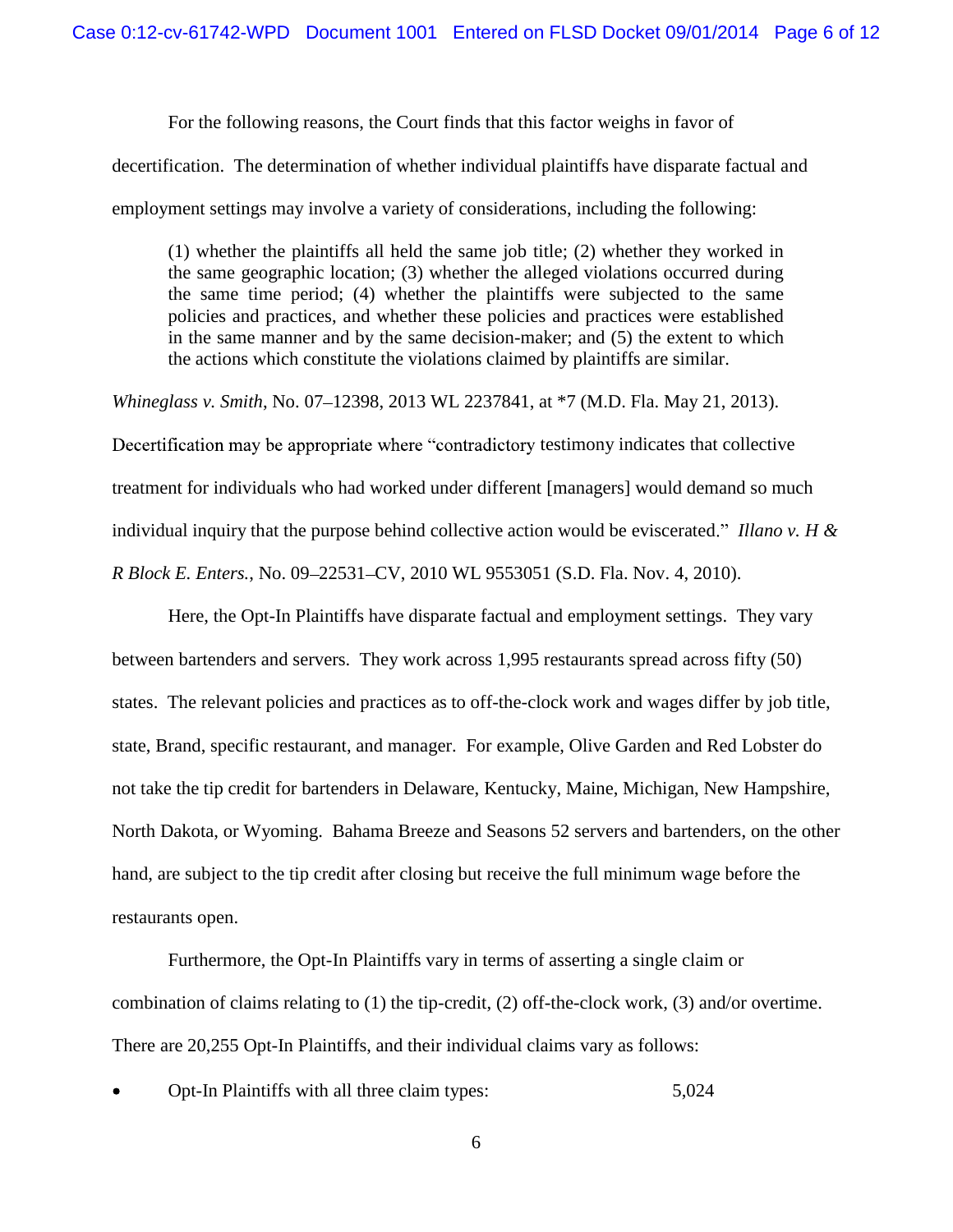For the following reasons, the Court finds that this factor weighs in favor of decertification. The determination of whether individual plaintiffs have disparate factual and employment settings may involve a variety of considerations, including the following:

> (1) whether the plaintiffs all held the same job title; (2) whether they worked in the same geographic location; (3) whether the alleged violations occurred during the same time period; (4) whether the plaintiffs were subjected to the same policies and practices, and whether these policies and practices were established in the same manner and by the same decision-maker; and (5) the extent to which the actions which constitute the violations claimed by plaintiffs are similar.

*Whineglass v. Smith*, No. 07–12398, 2013 WL 2237841, at *7 (M.D. Fla. May 21, 2013). Decertification may be appropriate where "contradictory testimony indicates that collective treatment for individuals who had worked under different [managers] would demand so much individual inquiry that the purpose behind collective action would be eviscerated." *Illano v. H & R Block E. Enters.*, No. 09–22531–CV, 2010 WL 9553051 (S.D. Fla. Nov. 4, 2010).

Here, the Opt-In Plaintiffs have disparate factual and employment settings. They vary between bartenders and servers. They work across 1,995 restaurants spread across fifty (50) states. The relevant policies and practices as to off-the-clock work and wages differ by job title, state, Brand, specific restaurant, and manager. For example, Olive Garden and Red Lobster do not take the tip credit for bartenders in Delaware, Kentucky, Maine, Michigan, New Hampshire, North Dakota, or Wyoming. Bahama Breeze and Seasons 52 servers and bartenders, on the other hand, are subject to the tip credit after closing but receive the full minimum wage before the restaurants open.

Furthermore, the Opt-In Plaintiffs vary in terms of asserting a single claim or combination of claims relating to (1) the tip-credit, (2) off-the-clock work, (3) and/or overtime. There are 20,255 Opt-In Plaintiffs, and their individual claims vary as follows:

- Opt-In Plaintiffs with all three claim types: 5,024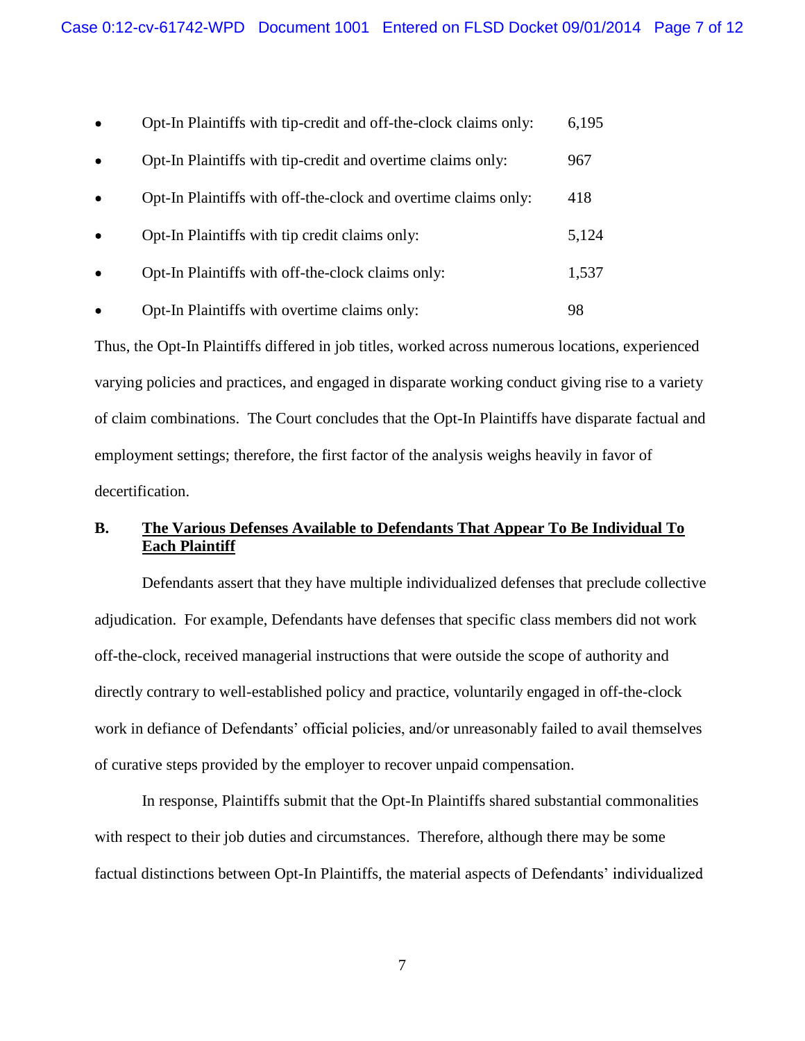- Opt-In Plaintiffs with tip-credit and off-the-clock claims only: 6,195
- Opt-In Plaintiffs with tip-credit and overtime claims only: 967
- Opt-In Plaintiffs with off-the-clock and overtime claims only: 418
- Opt-In Plaintiffs with tip credit claims only: 5,124
- Opt-In Plaintiffs with off-the-clock claims only: 1,537
- Opt-In Plaintiffs with overtime claims only: 98

Thus, the Opt-In Plaintiffs differed in job titles, worked across numerous locations, experienced varying policies and practices, and engaged in disparate working conduct giving rise to a variety of claim combinations. The Court concludes that the Opt-In Plaintiffs have disparate factual and employment settings; therefore, the first factor of the analysis weighs heavily in favor of decertification.

### B. <u>The Various Defenses Available to Defendants That Appear To Be Individual To Each Plaintiff</u>

Defendants assert that they have multiple individualized defenses that preclude collective adjudication. For example, Defendants have defenses that specific class members did not work off-the-clock, received managerial instructions that were outside the scope of authority and directly contrary to well-established policy and practice, voluntarily engaged in off-the-clock work in defiance of Defendants' official policies, and/or unreasonably failed to avail themselves of curative steps provided by the employer to recover unpaid compensation.

In response, Plaintiffs submit that the Opt-In Plaintiffs shared substantial commonalities with respect to their job duties and circumstances. Therefore, although there may be some factual distinctions between Opt-In Plaintiffs, the material aspects of Defendants' individualized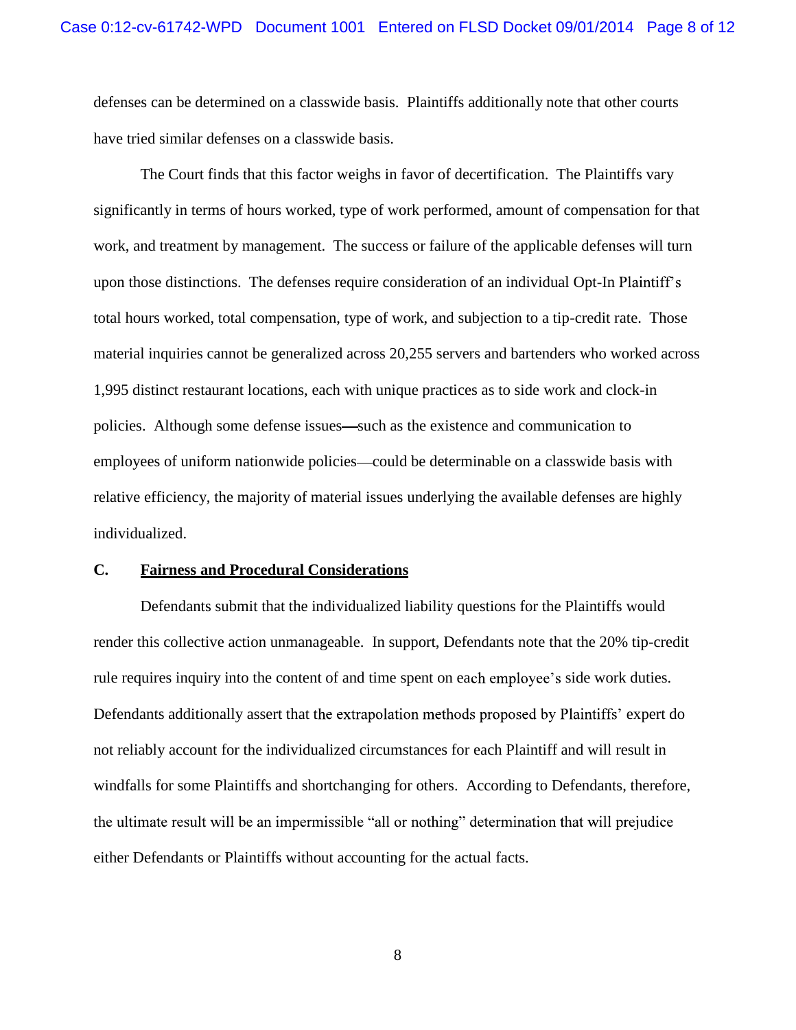defenses can be determined on a classwide basis. Plaintiffs additionally note that other courts have tried similar defenses on a classwide basis.

The Court finds that this factor weighs in favor of decertification. The Plaintiffs vary significantly in terms of hours worked, type of work performed, amount of compensation for that work, and treatment by management. The success or failure of the applicable defenses will turn upon those distinctions. The defenses require consideration of an individual Opt-In Plaintiff's total hours worked, total compensation, type of work, and subjection to a tip-credit rate. Those material inquiries cannot be generalized across 20,255 servers and bartenders who worked across 1,995 distinct restaurant locations, each with unique practices as to side work and clock-in policies. Although some defense issues—such as the existence and communication to employees of uniform nationwide policies—could be determinable on a classwide basis with relative efficiency, the majority of material issues underlying the available defenses are highly individualized.

### C. <u>Fairness and Procedural Considerations</u>

Defendants submit that the individualized liability questions for the Plaintiffs would render this collective action unmanageable. In support, Defendants note that the 20% tip-credit rule requires inquiry into the content of and time spent on each employee's side work duties. Defendants additionally assert that the extrapolation methods proposed by Plaintiffs' expert do not reliably account for the individualized circumstances for each Plaintiff and will result in windfalls for some Plaintiffs and shortchanging for others. According to Defendants, therefore, the ultimate result will be an impermissible "all or nothing" determination that will prejudice either Defendants or Plaintiffs without accounting for the actual facts.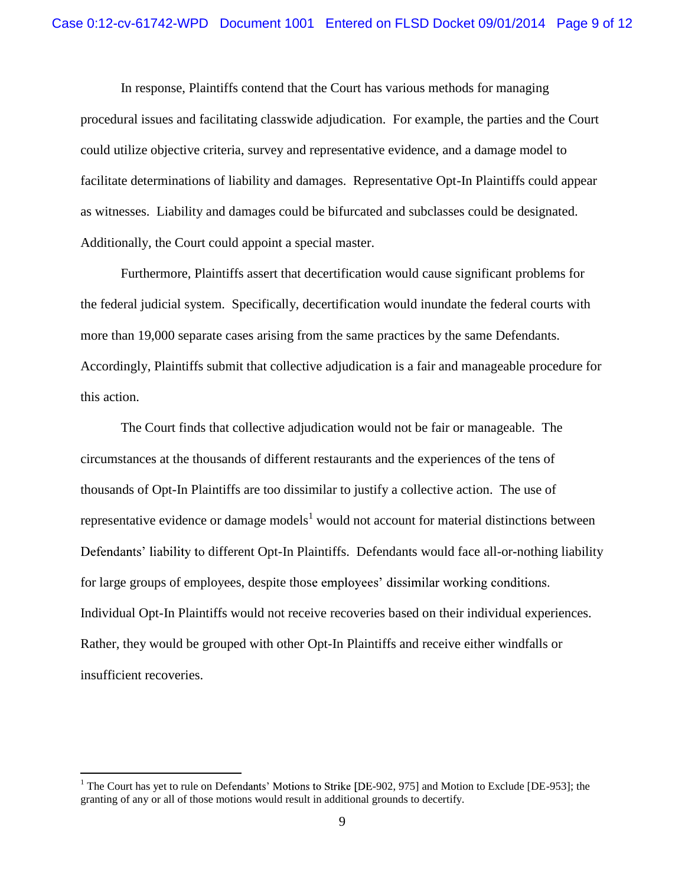In response, Plaintiffs contend that the Court has various methods for managing procedural issues and facilitating classwide adjudication. For example, the parties and the Court could utilize objective criteria, survey and representative evidence, and a damage model to facilitate determinations of liability and damages. Representative Opt-In Plaintiffs could appear as witnesses. Liability and damages could be bifurcated and subclasses could be designated. Additionally, the Court could appoint a special master.

Furthermore, Plaintiffs assert that decertification would cause significant problems for the federal judicial system. Specifically, decertification would inundate the federal courts with more than 19,000 separate cases arising from the same practices by the same Defendants. Accordingly, Plaintiffs submit that collective adjudication is a fair and manageable procedure for this action.

The Court finds that collective adjudication would not be fair or manageable. The circumstances at the thousands of different restaurants and the experiences of the tens of thousands of Opt-In Plaintiffs are too dissimilar to justify a collective action. The use of representative evidence or damage models[1] would not account for material distinctions between Defendants' liability to different Opt-In Plaintiffs. Defendants would face all-or-nothing liability for large groups of employees, despite those employees' dissimilar working conditions. Individual Opt-In Plaintiffs would not receive recoveries based on their individual experiences. Rather, they would be grouped with other Opt-In Plaintiffs and receive either windfalls or insufficient recoveries.

---

[1] The Court has yet to rule on Defendants' Motions to Strike [DE-902, 975] and Motion to Exclude [DE-953]; the granting of any or all of those motions would result in additional grounds to decertify.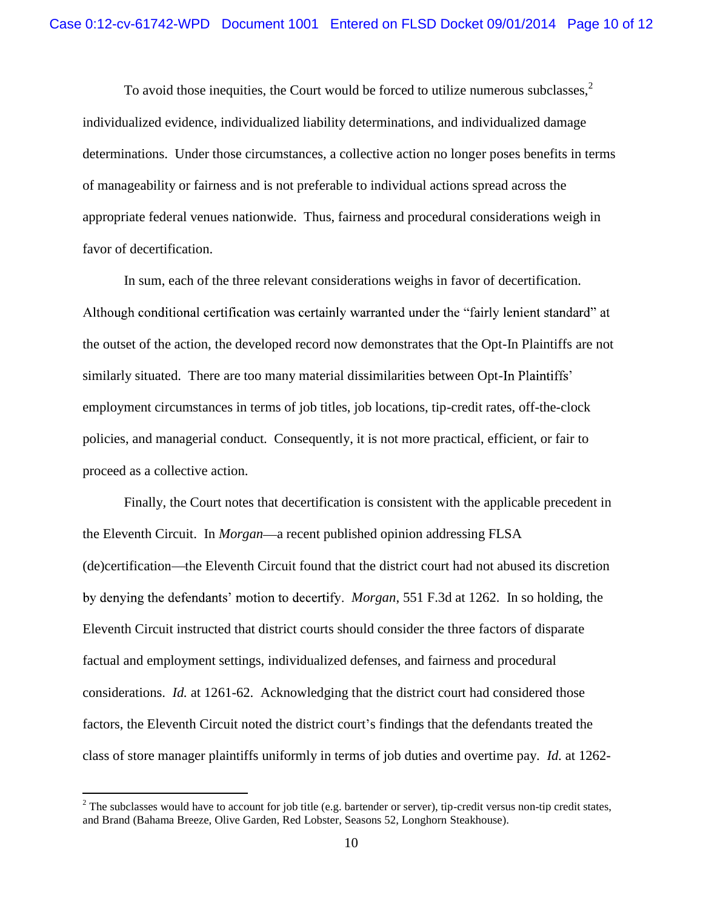To avoid those inequities, the Court would be forced to utilize numerous subclasses,[2] individualized evidence, individualized liability determinations, and individualized damage determinations. Under those circumstances, a collective action no longer poses benefits in terms of manageability or fairness and is not preferable to individual actions spread across the appropriate federal venues nationwide. Thus, fairness and procedural considerations weigh in favor of decertification.

In sum, each of the three relevant considerations weighs in favor of decertification. Although conditional certification was certainly warranted under the "fairly lenient standard" at the outset of the action, the developed record now demonstrates that the Opt-In Plaintiffs are not similarly situated. There are too many material dissimilarities between Opt-In Plaintiffs' employment circumstances in terms of job titles, job locations, tip-credit rates, off-the-clock policies, and managerial conduct. Consequently, it is not more practical, efficient, or fair to proceed as a collective action.

Finally, the Court notes that decertification is consistent with the applicable precedent in the Eleventh Circuit. In *Morgan*—a recent published opinion addressing FLSA (de)certification—the Eleventh Circuit found that the district court had not abused its discretion by denying the defendants' motion to decertify. *Morgan*, 551 F.3d at 1262. In so holding, the Eleventh Circuit instructed that district courts should consider the three factors of disparate factual and employment settings, individualized defenses, and fairness and procedural considerations. *Id.* at 1261-62. Acknowledging that the district court had considered those factors, the Eleventh Circuit noted the district court's findings that the defendants treated the class of store manager plaintiffs uniformly in terms of job duties and overtime pay. *Id.* at 1262-

---

[2] The subclasses would have to account for job title (e.g. bartender or server), tip-credit versus non-tip credit states, and Brand (Bahama Breeze, Olive Garden, Red Lobster, Seasons 52, Longhorn Steakhouse).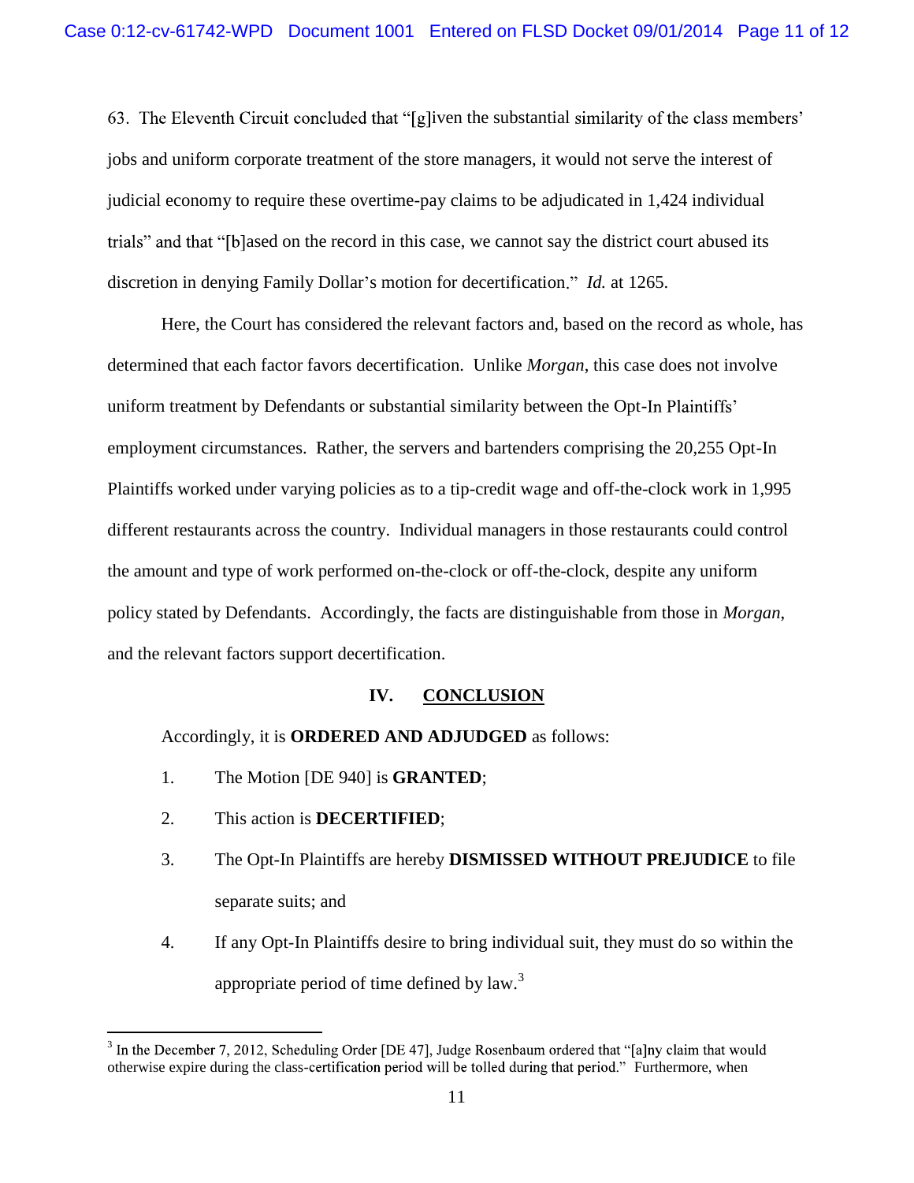63. The Eleventh Circuit concluded that "[g]iven the substantial similarity of the class members' jobs and uniform corporate treatment of the store managers, it would not serve the interest of judicial economy to require these overtime-pay claims to be adjudicated in 1,424 individual trials" and that "[b]ased on the record in this case, we cannot say the district court abused its discretion in denying Family Dollar's motion for decertification." *Id.* at 1265.

Here, the Court has considered the relevant factors and, based on the record as whole, has determined that each factor favors decertification. Unlike *Morgan*, this case does not involve uniform treatment by Defendants or substantial similarity between the Opt-In Plaintiffs' employment circumstances. Rather, the servers and bartenders comprising the 20,255 Opt-In Plaintiffs worked under varying policies as to a tip-credit wage and off-the-clock work in 1,995 different restaurants across the country. Individual managers in those restaurants could control the amount and type of work performed on-the-clock or off-the-clock, despite any uniform policy stated by Defendants. Accordingly, the facts are distinguishable from those in *Morgan*, and the relevant factors support decertification.

## IV. CONCLUSION

Accordingly, it is **ORDERED AND ADJUDGED** as follows:

1. The Motion [DE 940] is **GRANTED**;
2. This action is **DECERTIFIED**;
3. The Opt-In Plaintiffs are hereby **DISMISSED WITHOUT PREJUDICE** to file separate suits; and
4. If any Opt-In Plaintiffs desire to bring individual suit, they must do so within the appropriate period of time defined by law.[3]

[3] In the December 7, 2012, Scheduling Order [DE 47], Judge Rosenbaum ordered that "[a]ny claim that would otherwise expire during the class-certification period will be tolled during that period." Furthermore, when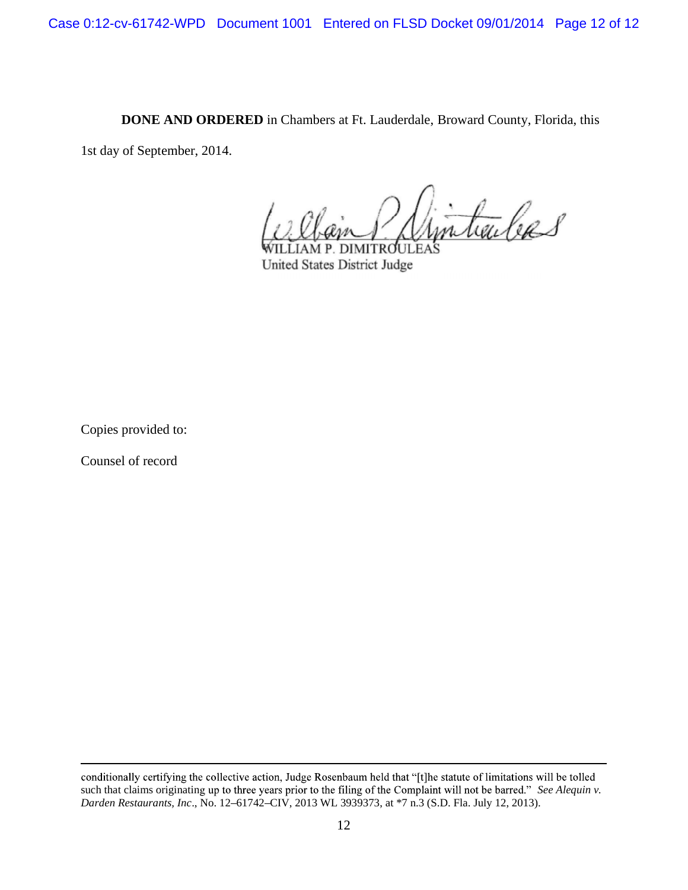**DONE AND ORDERED** in Chambers at Ft. Lauderdale, Broward County, Florida, this 1st day of September, 2014.

WILLIAM P. DIMITROULEAS
United States District Judge

Copies provided to:

Counsel of record

---

conditionally certifying the collective action, Judge Rosenbaum held that "[t]he statute of limitations will be tolled such that claims originating up to three years prior to the filing of the Complaint will not be barred." *See Alequin v. Darden Restaurants, Inc*., No. 12–61742–CIV, 2013 WL 3939373, at *7 n.3 (S.D. Fla. July 12, 2013).